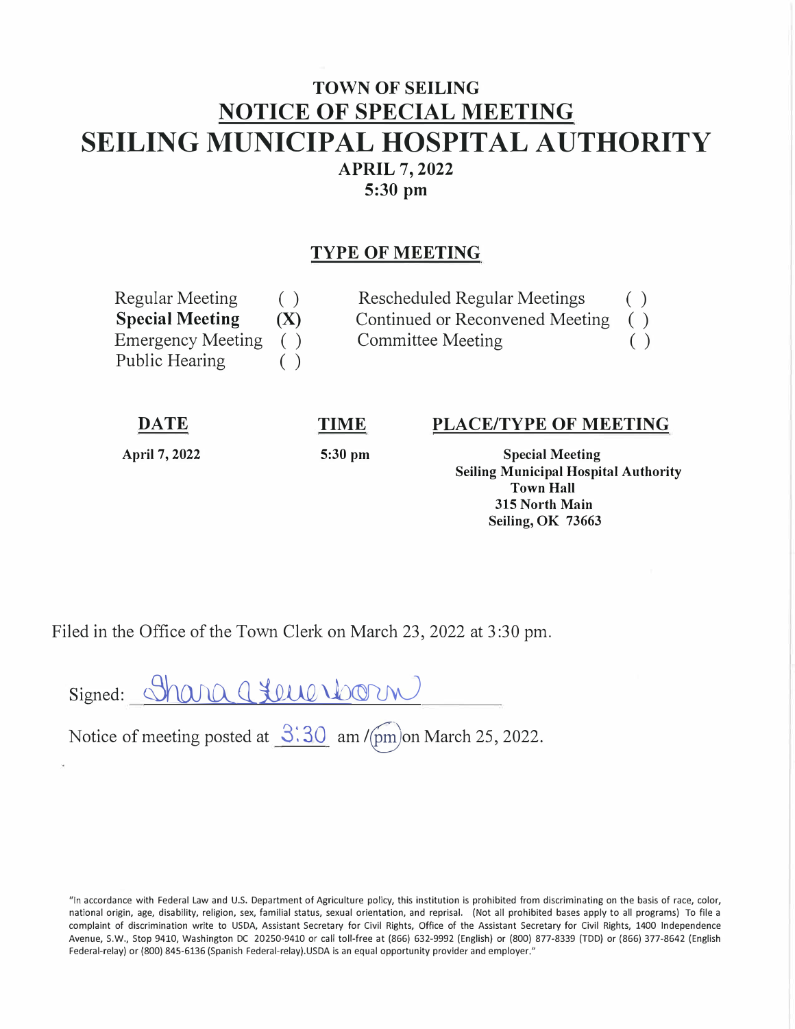# TOWN OF SEILING

## NOTICE OF SPECIAL MEETING

# SEILING MUNICIPAL HOSPITAL AUTHORITY

**APRIL 7, 2022**

**5:30 pm**

## TYPE OF MEETING

| | | | |
|---|---|---|---|
| Regular Meeting | ( ) | Rescheduled Regular Meetings | ( ) |
| **Special Meeting** | **(X)** | Continued or Reconvened Meeting | ( ) |
| Emergency Meeting | ( ) | Committee Meeting | ( ) |
| Public Hearing | ( ) | | |

| DATE | TIME | PLACE/TYPE OF MEETING |
|---|---|---|
| **April 7, 2022** | **5:30 pm** | **Special Meeting**<br>**Seiling Municipal Hospital Authority**<br>**Town Hall**<br>**315 North Main**<br>**Seiling, OK 73663** |

Filed in the Office of the Town Clerk on March 23, 2022 at 3:30 pm.

Signed: Shara A Leuenborn

Notice of meeting posted at 3:30 am / (pm) on March 25, 2022.

"In accordance with Federal Law and U.S. Department of Agriculture policy, this institution is prohibited from discriminating on the basis of race, color, national origin, age, disability, religion, sex, familial status, sexual orientation, and reprisal. (Not all prohibited bases apply to all programs) To file a complaint of discrimination write to USDA, Assistant Secretary for Civil Rights, Office of the Assistant Secretary for Civil Rights, 1400 Independence Avenue, S.W., Stop 9410, Washington DC 20250-9410 or call toll-free at (866) 632-9992 (English) or (800) 877-8339 (TDD) or (866) 377-8642 (English Federal-relay) or (800) 845-6136 (Spanish Federal-relay).USDA is an equal opportunity provider and employer."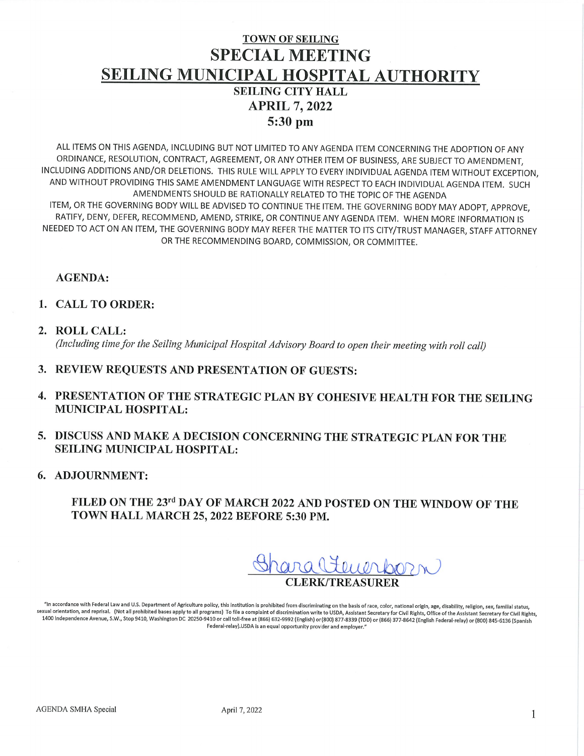# TOWN OF SEILING

# SPECIAL MEETING

# SEILING MUNICIPAL HOSPITAL AUTHORITY

## SEILING CITY HALL

## APRIL 7, 2022

## 5:30 pm

ALL ITEMS ON THIS AGENDA, INCLUDING BUT NOT LIMITED TO ANY AGENDA ITEM CONCERNING THE ADOPTION OF ANY ORDINANCE, RESOLUTION, CONTRACT, AGREEMENT, OR ANY OTHER ITEM OF BUSINESS, ARE SUBJECT TO AMENDMENT, INCLUDING ADDITIONS AND/OR DELETIONS. THIS RULE WILL APPLY TO EVERY INDIVIDUAL AGENDA ITEM WITHOUT EXCEPTION, AND WITHOUT PROVIDING THIS SAME AMENDMENT LANGUAGE WITH RESPECT TO EACH INDIVIDUAL AGENDA ITEM. SUCH AMENDMENTS SHOULD BE RATIONALLY RELATED TO THE TOPIC OF THE AGENDA ITEM, OR THE GOVERNING BODY WILL BE ADVISED TO CONTINUE THE ITEM. THE GOVERNING BODY MAY ADOPT, APPROVE, RATIFY, DENY, DEFER, RECOMMEND, AMEND, STRIKE, OR CONTINUE ANY AGENDA ITEM. WHEN MORE INFORMATION IS NEEDED TO ACT ON AN ITEM, THE GOVERNING BODY MAY REFER THE MATTER TO ITS CITY/TRUST MANAGER, STAFF ATTORNEY OR THE RECOMMENDING BOARD, COMMISSION, OR COMMITTEE.

**AGENDA:**

1. **CALL TO ORDER:**
2. **ROLL CALL:**
   *(Including time for the Seiling Municipal Hospital Advisory Board to open their meeting with roll call)*
3. **REVIEW REQUESTS AND PRESENTATION OF GUESTS:**
4. **PRESENTATION OF THE STRATEGIC PLAN BY COHESIVE HEALTH FOR THE SEILING MUNICIPAL HOSPITAL:**
5. **DISCUSS AND MAKE A DECISION CONCERNING THE STRATEGIC PLAN FOR THE SEILING MUNICIPAL HOSPITAL:**
6. **ADJOURNMENT:**

**FILED ON THE 23rd DAY OF MARCH 2022 AND POSTED ON THE WINDOW OF THE TOWN HALL MARCH 25, 2022 BEFORE 5:30 PM.**

Shara Feuerborn

**CLERK/TREASURER**

"In accordance with Federal Law and U.S. Department of Agriculture policy, this institution is prohibited from discriminating on the basis of race, color, national origin, age, disability, religion, sex, familial status, sexual orientation, and reprisal. (Not all prohibited bases apply to all programs) To file a complaint of discrimination write to USDA, Assistant Secretary for Civil Rights, Office of the Assistant Secretary for Civil Rights, 1400 Independence Avenue, S.W., Stop 9410, Washington DC 20250-9410 or call toll-free at (866) 632-9992 (English) or (800) 877-8339 (TDD) or (866) 377-8642 (English Federal-relay) or (800) 845-6136 (Spanish Federal-relay).USDA is an equal opportunity provider and employer."